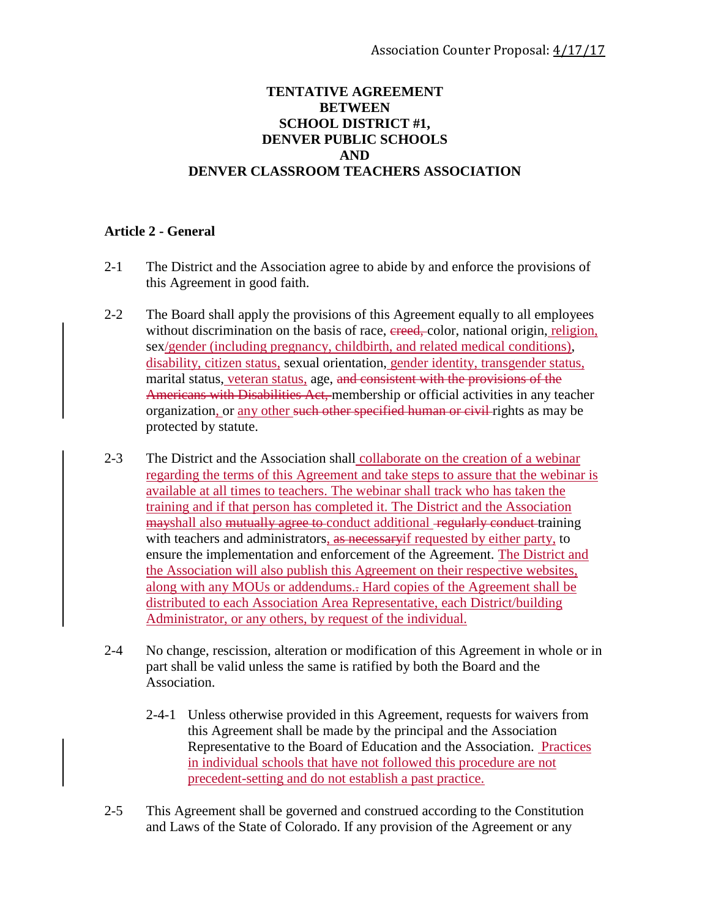Association Counter Proposal: 4/17/17

**TENTATIVE AGREEMENT**
**BETWEEN**
**SCHOOL DISTRICT #1,**
**DENVER PUBLIC SCHOOLS**
**AND**
**DENVER CLASSROOM TEACHERS ASSOCIATION**

### Article 2 - General

2-1 The District and the Association agree to abide by and enforce the provisions of this Agreement in good faith.

2-2 The Board shall apply the provisions of this Agreement equally to all employees without discrimination on the basis of race, ~~creed,~~ color, national origin, religion, sex/gender (including pregnancy, childbirth, and related medical conditions), disability, citizen status, sexual orientation, gender identity, transgender status, marital status, veteran status, age, ~~and consistent with the provisions of the Americans with Disabilities Act,~~ membership or official activities in any teacher organization, or any other ~~such other specified human or civil~~ rights as may be protected by statute.

2-3 The District and the Association shall collaborate on the creation of a webinar regarding the terms of this Agreement and take steps to assure that the webinar is available at all times to teachers. The webinar shall track who has taken the training and if that person has completed it. The District and the Association ~~may~~shall also ~~mutually agree to~~ conduct additional ~~regularly conduct~~ training with teachers and administrators, ~~as necessary~~if requested by either party, to ensure the implementation and enforcement of the Agreement. The District and the Association will also publish this Agreement on their respective websites, along with any MOUs or addendums~~.~~. Hard copies of the Agreement shall be distributed to each Association Area Representative, each District/building Administrator, or any others, by request of the individual.

2-4 No change, rescission, alteration or modification of this Agreement in whole or in part shall be valid unless the same is ratified by both the Board and the Association.

2-4-1 Unless otherwise provided in this Agreement, requests for waivers from this Agreement shall be made by the principal and the Association Representative to the Board of Education and the Association. Practices in individual schools that have not followed this procedure are not precedent-setting and do not establish a past practice.

2-5 This Agreement shall be governed and construed according to the Constitution and Laws of the State of Colorado. If any provision of the Agreement or any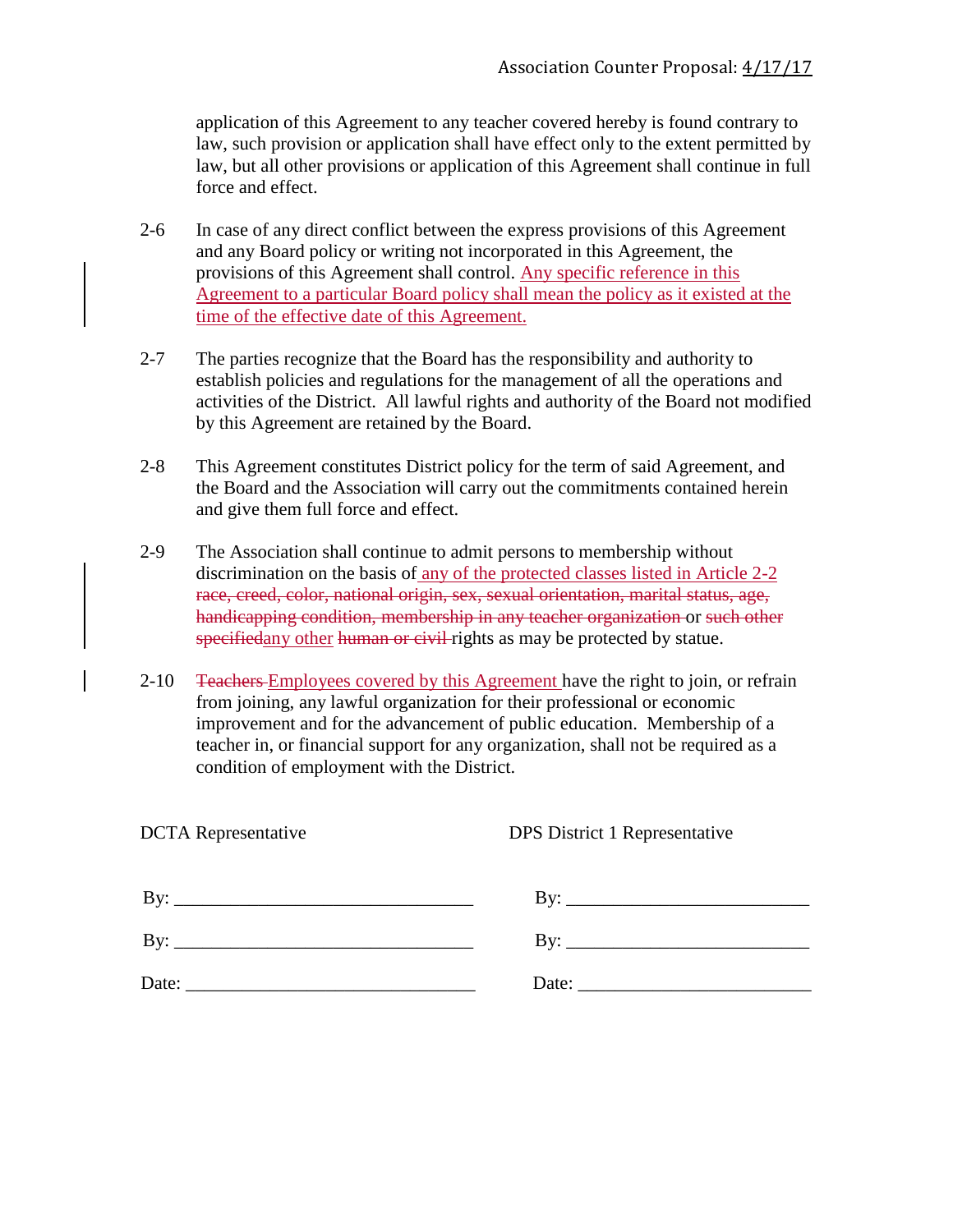application of this Agreement to any teacher covered hereby is found contrary to law, such provision or application shall have effect only to the extent permitted by law, but all other provisions or application of this Agreement shall continue in full force and effect.

2-6 In case of any direct conflict between the express provisions of this Agreement and any Board policy or writing not incorporated in this Agreement, the provisions of this Agreement shall control. <u>Any specific reference in this Agreement to a particular Board policy shall mean the policy as it existed at the time of the effective date of this Agreement.</u>

2-7 The parties recognize that the Board has the responsibility and authority to establish policies and regulations for the management of all the operations and activities of the District. All lawful rights and authority of the Board not modified by this Agreement are retained by the Board.

2-8 This Agreement constitutes District policy for the term of said Agreement, and the Board and the Association will carry out the commitments contained herein and give them full force and effect.

2-9 The Association shall continue to admit persons to membership without discrimination on the basis of <u>any of the protected classes listed in Article 2-2</u> ~~race, creed, color, national origin, sex, sexual orientation, marital status, age, handicapping condition, membership in any teacher organization~~ or ~~such other specified~~<u>any other</u> ~~human or civil~~ rights as may be protected by statue.

2-10 ~~Teachers~~ <u>Employees covered by this Agreement</u> have the right to join, or refrain from joining, any lawful organization for their professional or economic improvement and for the advancement of public education. Membership of a teacher in, or financial support for any organization, shall not be required as a condition of employment with the District.

| DCTA Representative | DPS District 1 Representative |
|---|---|
| By: ______________________________ | By: ______________________________ |
| By: ______________________________ | By: ______________________________ |
| Date: ____________________________ | Date: ____________________________ |